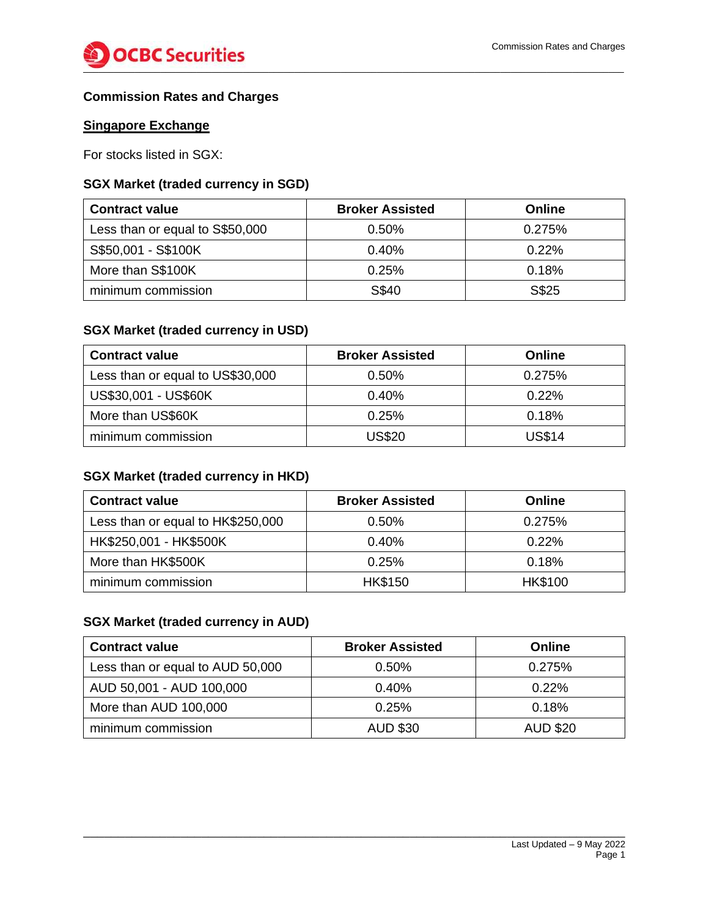# Commission Rates and Charges

## Singapore Exchange

For stocks listed in SGX:

### SGX Market (traded currency in SGD)

| Contract value | Broker Assisted | Online |
|---|---|---|
| Less than or equal to S$50,000 | 0.50% | 0.275% |
| S$50,001 - S$100K | 0.40% | 0.22% |
| More than S$100K | 0.25% | 0.18% |
| minimum commission | S$40 | S$25 |

### SGX Market (traded currency in USD)

| Contract value | Broker Assisted | Online |
|---|---|---|
| Less than or equal to US$30,000 | 0.50% | 0.275% |
| US$30,001 - US$60K | 0.40% | 0.22% |
| More than US$60K | 0.25% | 0.18% |
| minimum commission | US$20 | US$14 |

### SGX Market (traded currency in HKD)

| Contract value | Broker Assisted | Online |
|---|---|---|
| Less than or equal to HK$250,000 | 0.50% | 0.275% |
| HK$250,001 - HK$500K | 0.40% | 0.22% |
| More than HK$500K | 0.25% | 0.18% |
| minimum commission | HK$150 | HK$100 |

### SGX Market (traded currency in AUD)

| Contract value | Broker Assisted | Online |
|---|---|---|
| Less than or equal to AUD 50,000 | 0.50% | 0.275% |
| AUD 50,001 - AUD 100,000 | 0.40% | 0.22% |
| More than AUD 100,000 | 0.25% | 0.18% |
| minimum commission | AUD $30 | AUD $20 |

Last Updated – 9 May 2022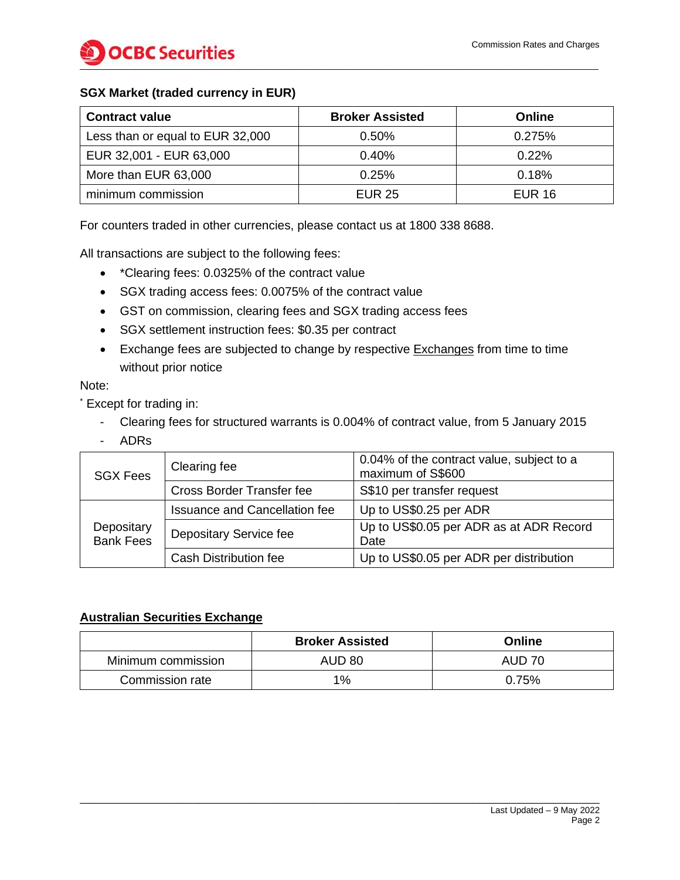**SGX Market (traded currency in EUR)**

| Contract value | Broker Assisted | Online |
|---|---|---|
| Less than or equal to EUR 32,000 | 0.50% | 0.275% |
| EUR 32,001 - EUR 63,000 | 0.40% | 0.22% |
| More than EUR 63,000 | 0.25% | 0.18% |
| minimum commission | EUR 25 | EUR 16 |

For counters traded in other currencies, please contact us at 1800 338 8688.

All transactions are subject to the following fees:

- *Clearing fees: 0.0325% of the contract value
- SGX trading access fees: 0.0075% of the contract value
- GST on commission, clearing fees and SGX trading access fees
- SGX settlement instruction fees: $0.35 per contract
- Exchange fees are subjected to change by respective Exchanges from time to time without prior notice

Note:

* Except for trading in:

- Clearing fees for structured warrants is 0.004% of contract value, from 5 January 2015
- ADRs

| | | |
|---|---|---|
| SGX Fees | Clearing fee | 0.04% of the contract value, subject to a maximum of S$600 |
| | Cross Border Transfer fee | S$10 per transfer request |
| Depositary Bank Fees | Issuance and Cancellation fee | Up to US$0.25 per ADR |
| | Depositary Service fee | Up to US$0.05 per ADR as at ADR Record Date |
| | Cash Distribution fee | Up to US$0.05 per ADR per distribution |

## Australian Securities Exchange

| | Broker Assisted | Online |
|---|---|---|
| Minimum commission | AUD 80 | AUD 70 |
| Commission rate | 1% | 0.75% |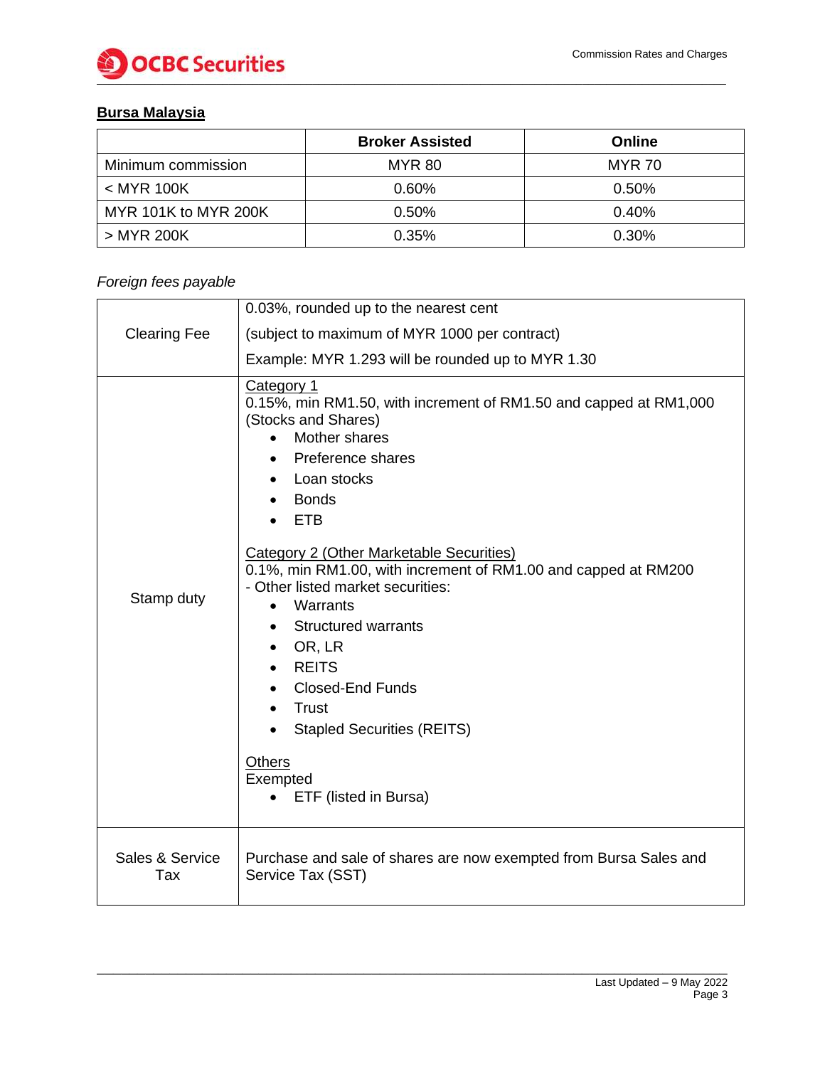## **Bursa Malaysia**

| | Broker Assisted | Online |
|---|---|---|
| Minimum commission | MYR 80 | MYR 70 |
| < MYR 100K | 0.60% | 0.50% |
| MYR 101K to MYR 200K | 0.50% | 0.40% |
| > MYR 200K | 0.35% | 0.30% |

*Foreign fees payable*

| | |
|---|---|
| Clearing Fee | 0.03%, rounded up to the nearest cent<br>(subject to maximum of MYR 1000 per contract)<br>Example: MYR 1.293 will be rounded up to MYR 1.30 |
| Stamp duty | <u>Category 1</u><br>0.15%, min RM1.50, with increment of RM1.50 and capped at RM1,000 (Stocks and Shares)<br>• Mother shares<br>• Preference shares<br>• Loan stocks<br>• Bonds<br>• ETB<br><br><u>Category 2 (Other Marketable Securities)</u><br>0.1%, min RM1.00, with increment of RM1.00 and capped at RM200 - Other listed market securities:<br>• Warrants<br>• Structured warrants<br>• OR, LR<br>• REITS<br>• Closed-End Funds<br>• Trust<br>• Stapled Securities (REITS)<br><br><u>Others</u><br>Exempted<br>• ETF (listed in Bursa) |
| Sales & Service Tax | Purchase and sale of shares are now exempted from Bursa Sales and Service Tax (SST) |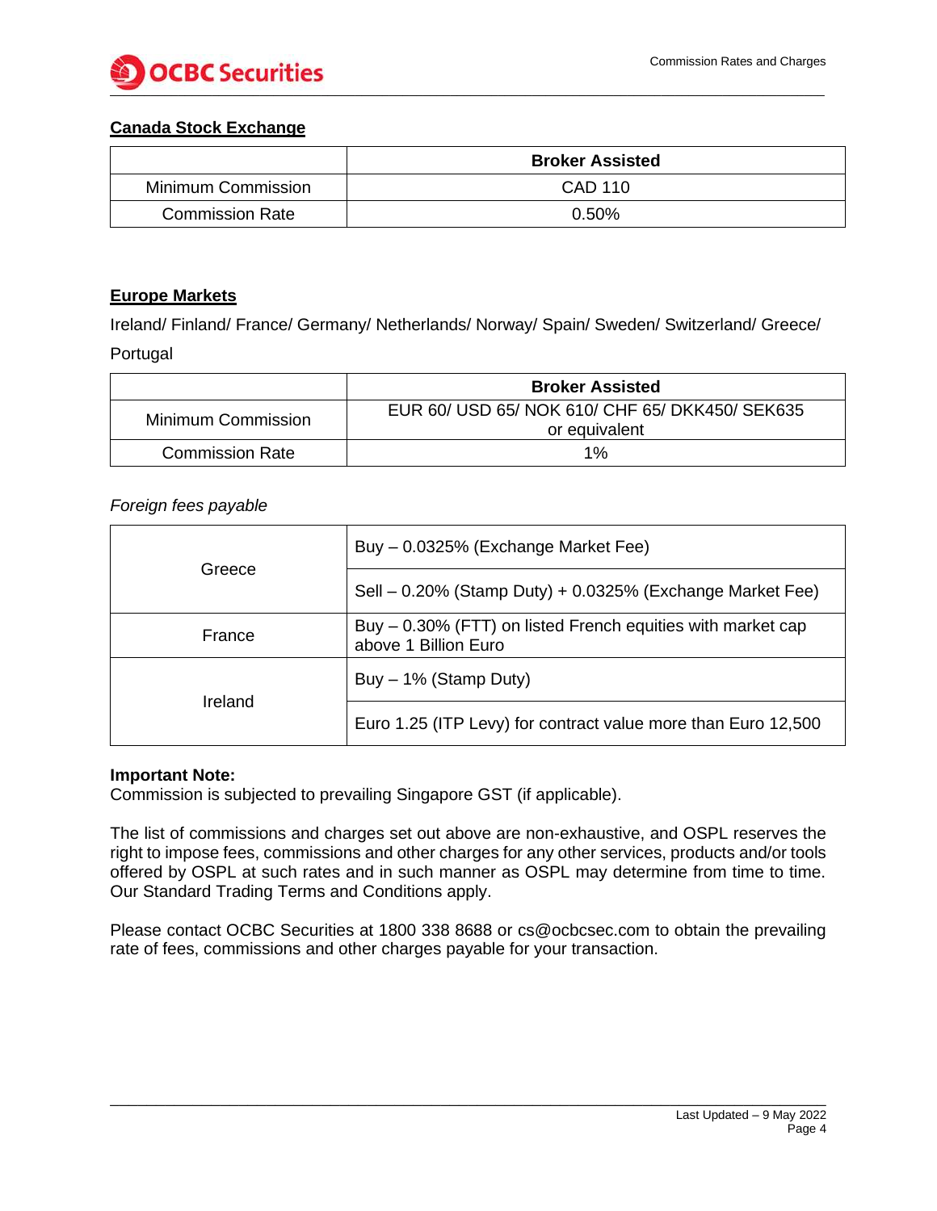## Canada Stock Exchange

| | Broker Assisted |
|---|---|
| Minimum Commission | CAD 110 |
| Commission Rate | 0.50% |

## Europe Markets

Ireland/ Finland/ France/ Germany/ Netherlands/ Norway/ Spain/ Sweden/ Switzerland/ Greece/ Portugal

| | Broker Assisted |
|---|---|
| Minimum Commission | EUR 60/ USD 65/ NOK 610/ CHF 65/ DKK450/ SEK635 or equivalent |
| Commission Rate | 1% |

*Foreign fees payable*

| | |
|---|---|
| Greece | Buy – 0.0325% (Exchange Market Fee) |
| | Sell – 0.20% (Stamp Duty) + 0.0325% (Exchange Market Fee) |
| France | Buy – 0.30% (FTT) on listed French equities with market cap above 1 Billion Euro |
| Ireland | Buy – 1% (Stamp Duty) |
| | Euro 1.25 (ITP Levy) for contract value more than Euro 12,500 |

**Important Note:**
Commission is subjected to prevailing Singapore GST (if applicable).

The list of commissions and charges set out above are non-exhaustive, and OSPL reserves the right to impose fees, commissions and other charges for any other services, products and/or tools offered by OSPL at such rates and in such manner as OSPL may determine from time to time. Our Standard Trading Terms and Conditions apply.

Please contact OCBC Securities at 1800 338 8688 or cs@ocbcsec.com to obtain the prevailing rate of fees, commissions and other charges payable for your transaction.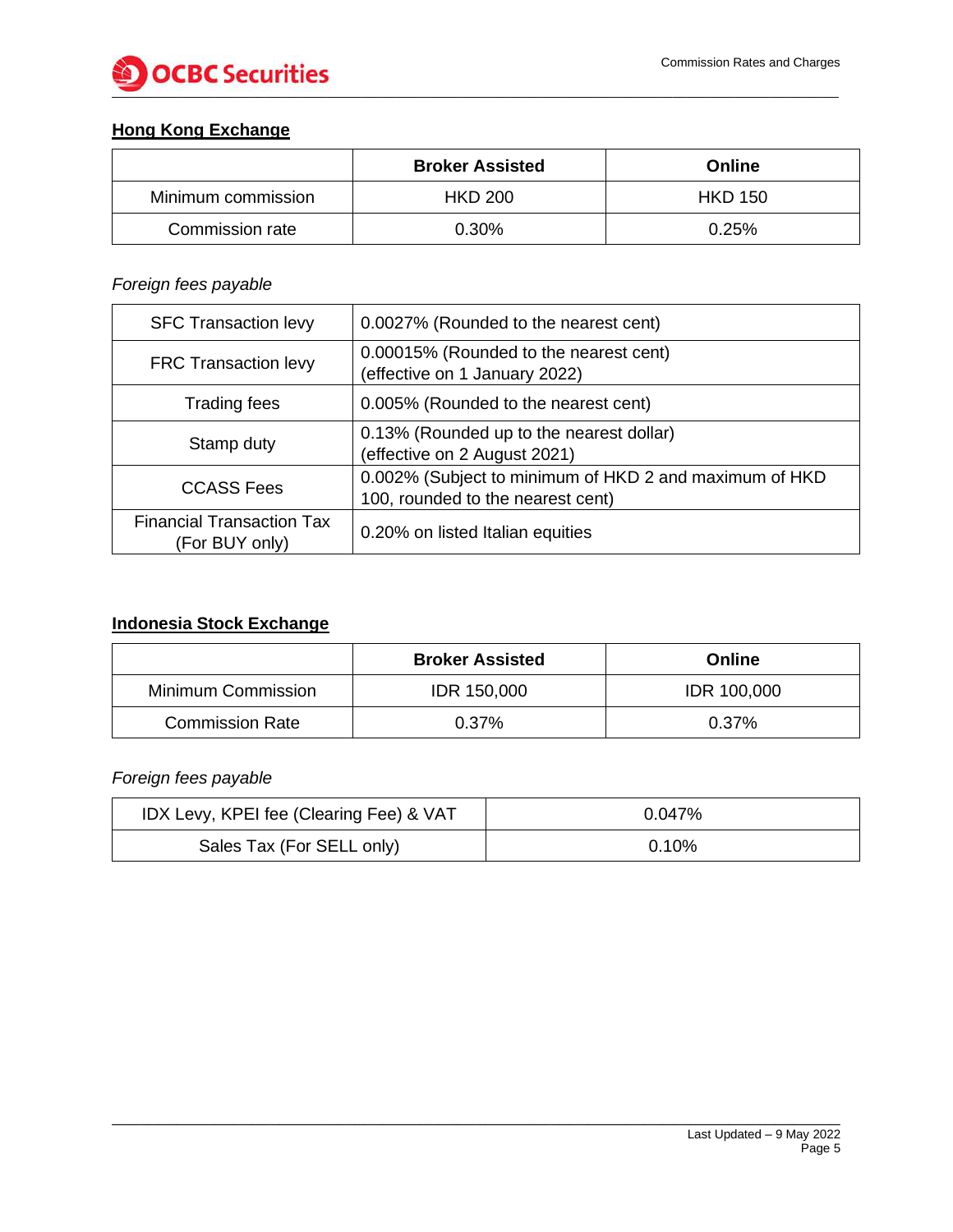## Hong Kong Exchange

| | Broker Assisted | Online |
|---|---|---|
| Minimum commission | HKD 200 | HKD 150 |
| Commission rate | 0.30% | 0.25% |

*Foreign fees payable*

| | |
|---|---|
| SFC Transaction levy | 0.0027% (Rounded to the nearest cent) |
| FRC Transaction levy | 0.00015% (Rounded to the nearest cent)<br>(effective on 1 January 2022) |
| Trading fees | 0.005% (Rounded to the nearest cent) |
| Stamp duty | 0.13% (Rounded up to the nearest dollar)<br>(effective on 2 August 2021) |
| CCASS Fees | 0.002% (Subject to minimum of HKD 2 and maximum of HKD 100, rounded to the nearest cent) |
| Financial Transaction Tax (For BUY only) | 0.20% on listed Italian equities |

## Indonesia Stock Exchange

| | Broker Assisted | Online |
|---|---|---|
| Minimum Commission | IDR 150,000 | IDR 100,000 |
| Commission Rate | 0.37% | 0.37% |

*Foreign fees payable*

| | |
|---|---|
| IDX Levy, KPEI fee (Clearing Fee) & VAT | 0.047% |
| Sales Tax (For SELL only) | 0.10% |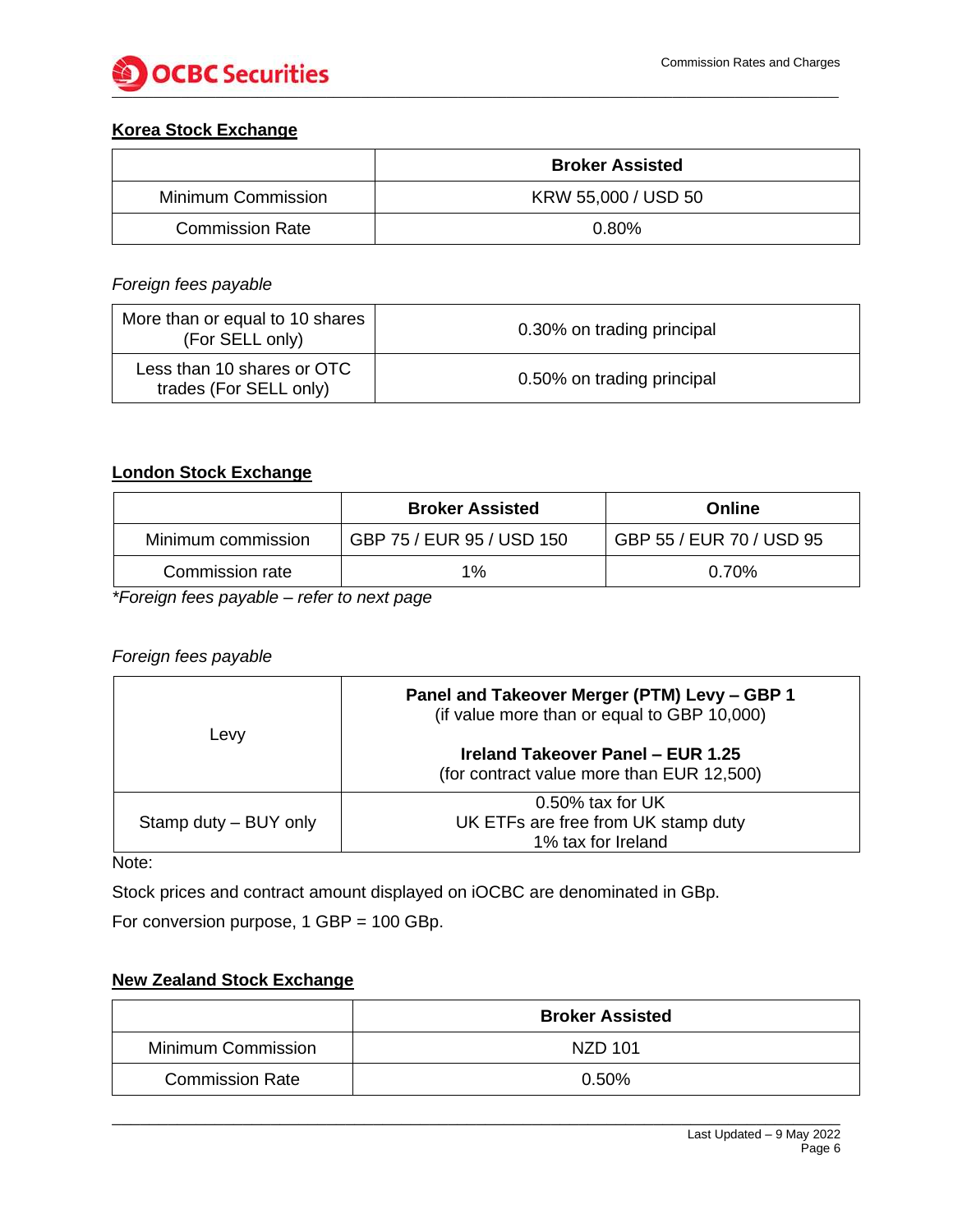## Korea Stock Exchange

| | Broker Assisted |
|---|---|
| Minimum Commission | KRW 55,000 / USD 50 |
| Commission Rate | 0.80% |

*Foreign fees payable*

| | |
|---|---|
| More than or equal to 10 shares (For SELL only) | 0.30% on trading principal |
| Less than 10 shares or OTC trades (For SELL only) | 0.50% on trading principal |

## London Stock Exchange

| | Broker Assisted | Online |
|---|---|---|
| Minimum commission | GBP 75 / EUR 95 / USD 150 | GBP 55 / EUR 70 / USD 95 |
| Commission rate | 1% | 0.70% |

*\*Foreign fees payable – refer to next page*

*Foreign fees payable*

| | |
|---|---|
| Levy | **Panel and Takeover Merger (PTM) Levy – GBP 1** (if value more than or equal to GBP 10,000) **Ireland Takeover Panel – EUR 1.25** (for contract value more than EUR 12,500) |
| Stamp duty – BUY only | 0.50% tax for UK UK ETFs are free from UK stamp duty 1% tax for Ireland |

Note:

Stock prices and contract amount displayed on iOCBC are denominated in GBp.

For conversion purpose, 1 GBP = 100 GBp.

## New Zealand Stock Exchange

| | Broker Assisted |
|---|---|
| Minimum Commission | NZD 101 |
| Commission Rate | 0.50% |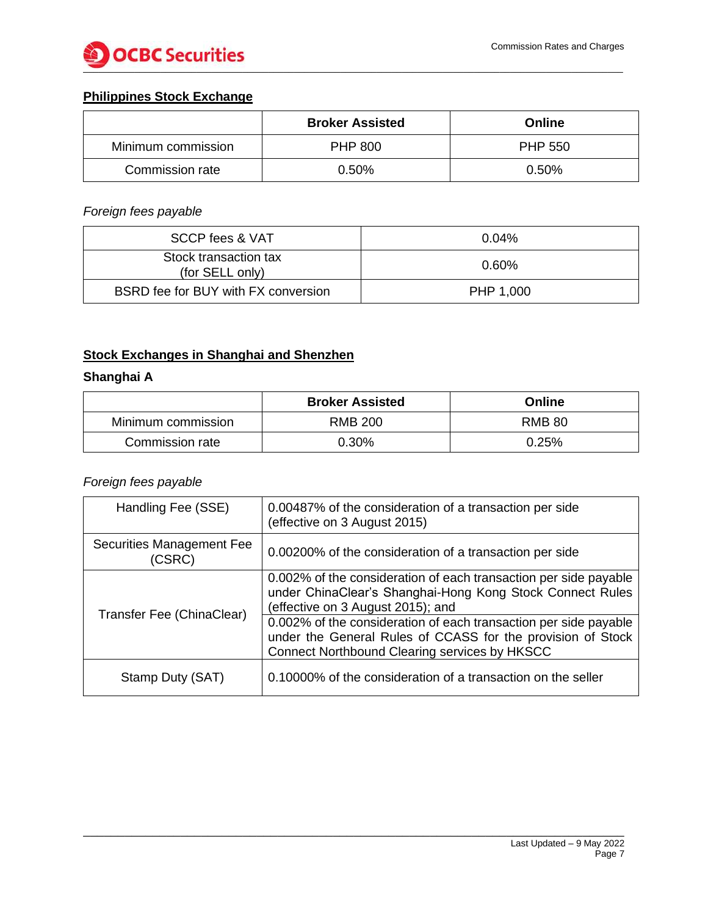## Philippines Stock Exchange

| | Broker Assisted | Online |
|---|---|---|
| Minimum commission | PHP 800 | PHP 550 |
| Commission rate | 0.50% | 0.50% |

*Foreign fees payable*

| | |
|---|---|
| SCCP fees & VAT | 0.04% |
| Stock transaction tax (for SELL only) | 0.60% |
| BSRD fee for BUY with FX conversion | PHP 1,000 |

## Stock Exchanges in Shanghai and Shenzhen

### Shanghai A

| | Broker Assisted | Online |
|---|---|---|
| Minimum commission | RMB 200 | RMB 80 |
| Commission rate | 0.30% | 0.25% |

*Foreign fees payable*

| | |
|---|---|
| Handling Fee (SSE) | 0.00487% of the consideration of a transaction per side (effective on 3 August 2015) |
| Securities Management Fee (CSRC) | 0.00200% of the consideration of a transaction per side |
| Transfer Fee (ChinaClear) | 0.002% of the consideration of each transaction per side payable under ChinaClear's Shanghai-Hong Kong Stock Connect Rules (effective on 3 August 2015); and |
| | 0.002% of the consideration of each transaction per side payable under the General Rules of CCASS for the provision of Stock Connect Northbound Clearing services by HKSCC |
| Stamp Duty (SAT) | 0.10000% of the consideration of a transaction on the seller |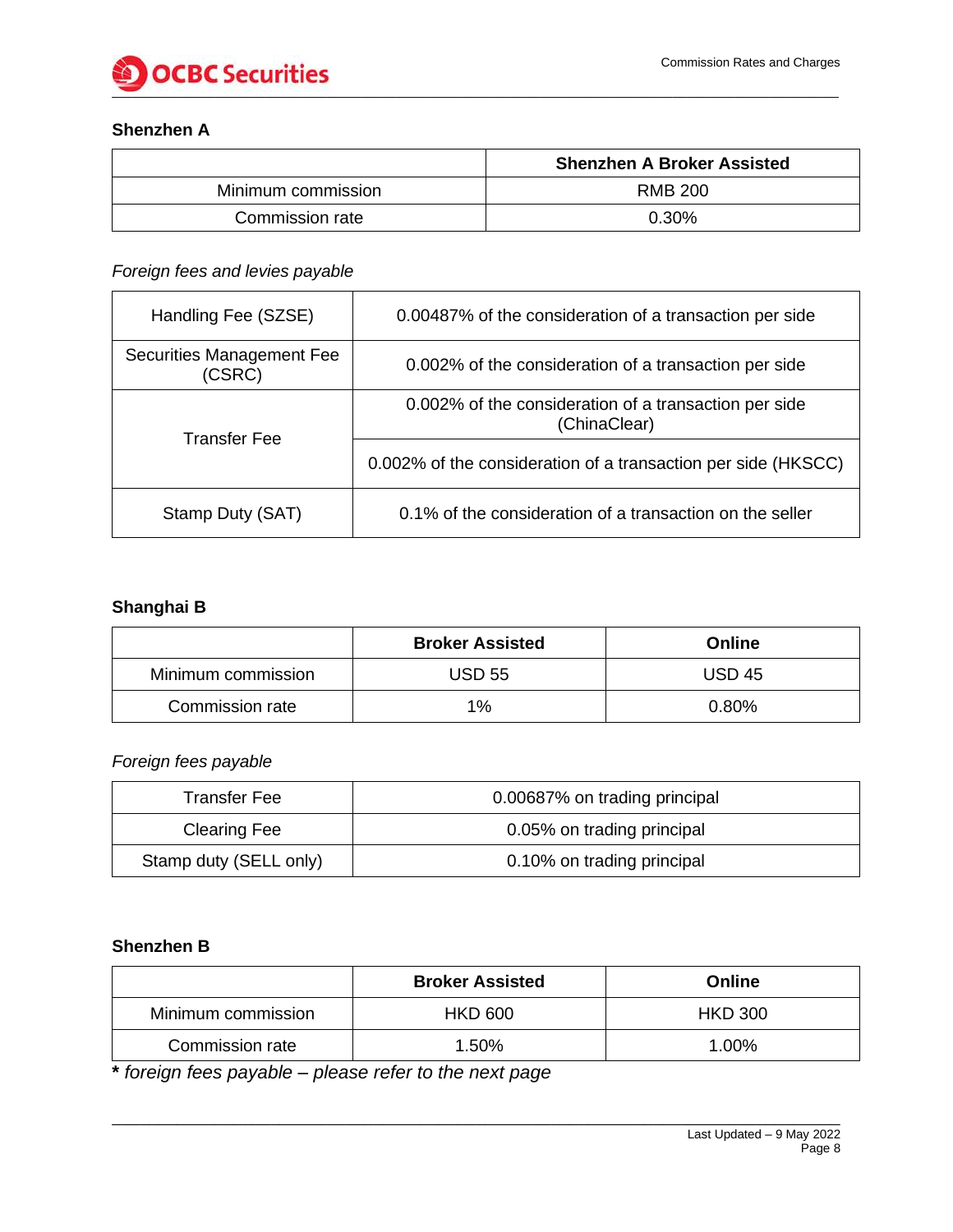## Shenzhen A

| | Shenzhen A Broker Assisted |
|---|---|
| Minimum commission | RMB 200 |
| Commission rate | 0.30% |

*Foreign fees and levies payable*

| | |
|---|---|
| Handling Fee (SZSE) | 0.00487% of the consideration of a transaction per side |
| Securities Management Fee (CSRC) | 0.002% of the consideration of a transaction per side |
| Transfer Fee | 0.002% of the consideration of a transaction per side (ChinaClear) |
| | 0.002% of the consideration of a transaction per side (HKSCC) |
| Stamp Duty (SAT) | 0.1% of the consideration of a transaction on the seller |

## Shanghai B

| | Broker Assisted | Online |
|---|---|---|
| Minimum commission | USD 55 | USD 45 |
| Commission rate | 1% | 0.80% |

*Foreign fees payable*

| | |
|---|---|
| Transfer Fee | 0.00687% on trading principal |
| Clearing Fee | 0.05% on trading principal |
| Stamp duty (SELL only) | 0.10% on trading principal |

## Shenzhen B

| | Broker Assisted | Online |
|---|---|---|
| Minimum commission | HKD 600 | HKD 300 |
| Commission rate | 1.50% | 1.00% |

**\*** *foreign fees payable – please refer to the next page*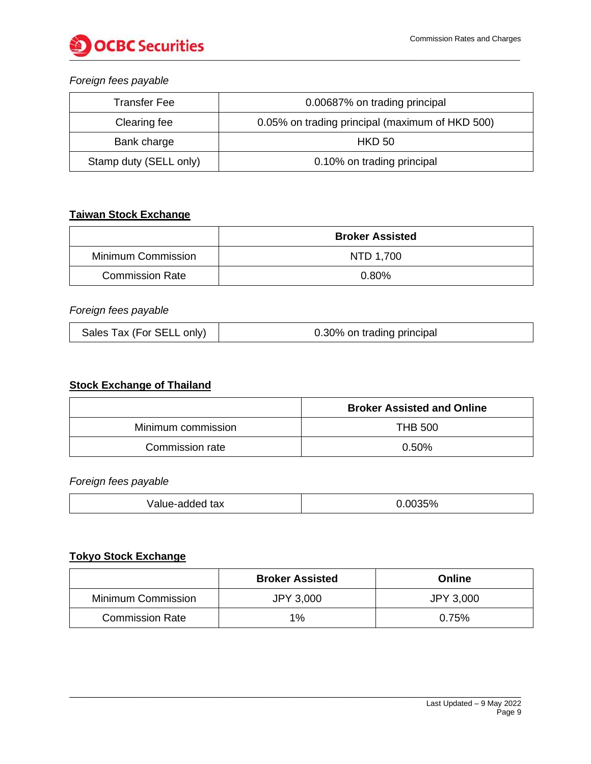*Foreign fees payable*

| | |
|---|---|
| Transfer Fee | 0.00687% on trading principal |
| Clearing fee | 0.05% on trading principal (maximum of HKD 500) |
| Bank charge | HKD 50 |
| Stamp duty (SELL only) | 0.10% on trading principal |

## **Taiwan Stock Exchange**

| | **Broker Assisted** |
|---|---|
| Minimum Commission | NTD 1,700 |
| Commission Rate | 0.80% |

*Foreign fees payable*

| | |
|---|---|
| Sales Tax (For SELL only) | 0.30% on trading principal |

## **Stock Exchange of Thailand**

| | **Broker Assisted and Online** |
|---|---|
| Minimum commission | THB 500 |
| Commission rate | 0.50% |

*Foreign fees payable*

| | |
|---|---|
| Value-added tax | 0.0035% |

## **Tokyo Stock Exchange**

| | **Broker Assisted** | **Online** |
|---|---|---|
| Minimum Commission | JPY 3,000 | JPY 3,000 |
| Commission Rate | 1% | 0.75% |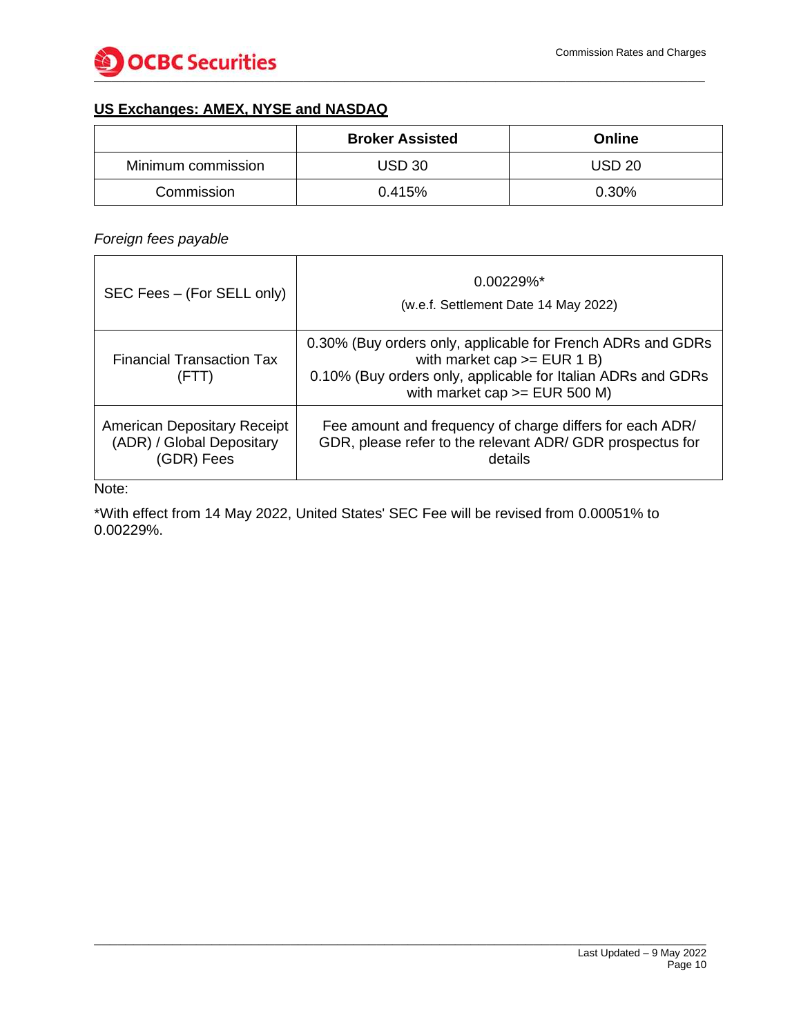## US Exchanges: AMEX, NYSE and NASDAQ

| | Broker Assisted | Online |
|---|---|---|
| Minimum commission | USD 30 | USD 20 |
| Commission | 0.415% | 0.30% |

*Foreign fees payable*

| | |
|---|---|
| SEC Fees – (For SELL only) | 0.00229%* (w.e.f. Settlement Date 14 May 2022) |
| Financial Transaction Tax (FTT) | 0.30% (Buy orders only, applicable for French ADRs and GDRs with market cap >= EUR 1 B) 0.10% (Buy orders only, applicable for Italian ADRs and GDRs with market cap >= EUR 500 M) |
| American Depositary Receipt (ADR) / Global Depositary (GDR) Fees | Fee amount and frequency of charge differs for each ADR/ GDR, please refer to the relevant ADR/ GDR prospectus for details |

Note:

*With effect from 14 May 2022, United States' SEC Fee will be revised from 0.00051% to 0.00229%.

Last Updated – 9 May 2022